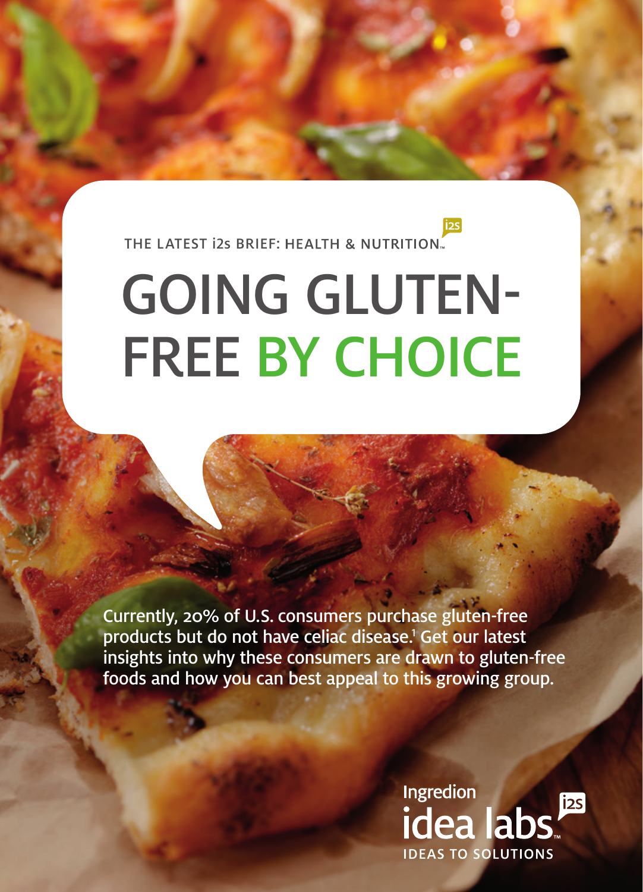THE LATEST i2s BRIEF: HEALTH & NUTRITION™

# GOING GLUTEN-FREE BY CHOICE

Currently, 20% of U.S. consumers purchase gluten-free products but do not have celiac disease.[1] Get our latest insights into why these consumers are drawn to gluten-free foods and how you can best appeal to this growing group.

Ingredion idea labs™
IDEAS TO SOLUTIONS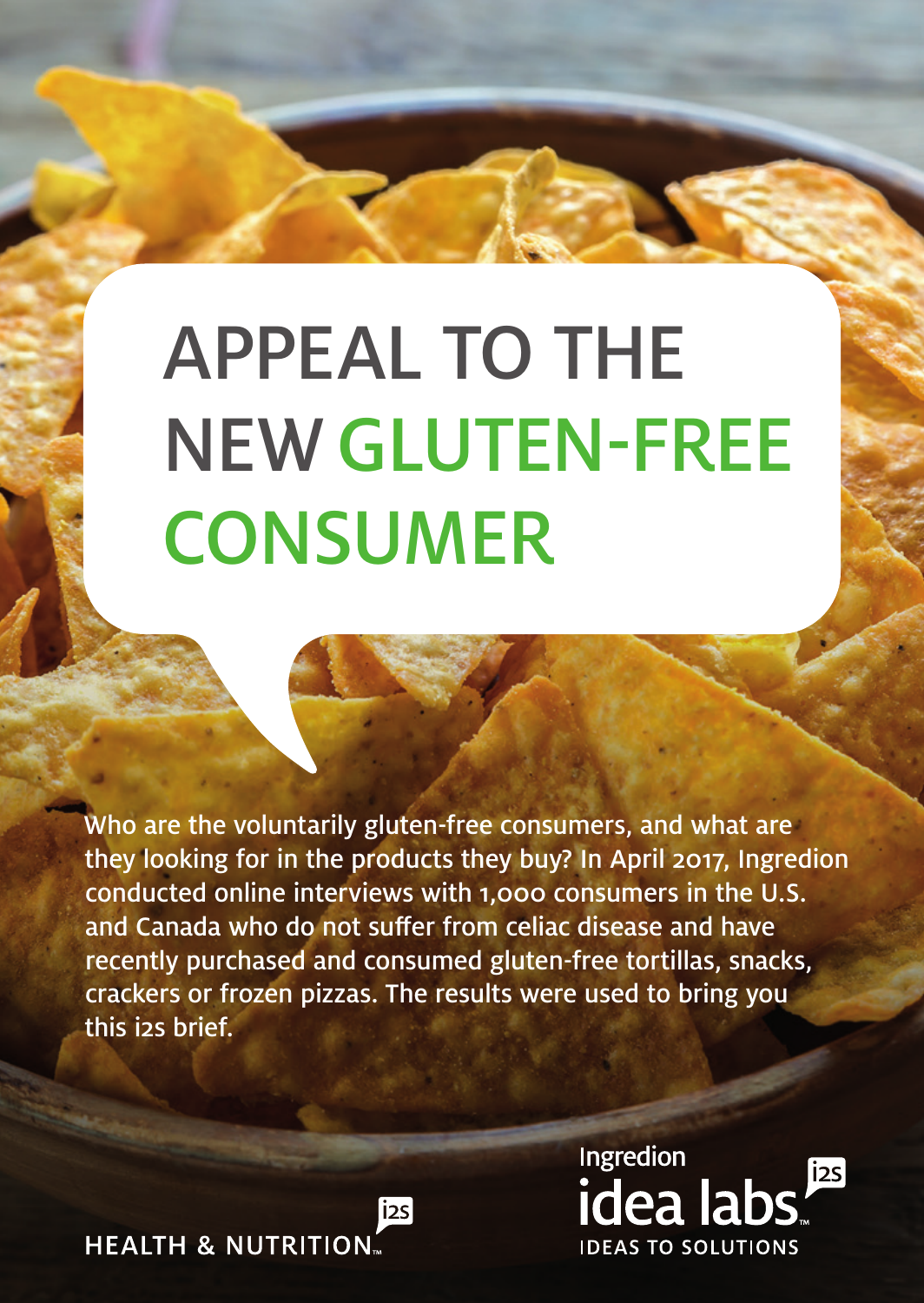# APPEAL TO THE NEW GLUTEN-FREE CONSUMER

Who are the voluntarily gluten-free consumers, and what are they looking for in the products they buy? In April 2017, Ingredion conducted online interviews with 1,000 consumers in the U.S. and Canada who do not suffer from celiac disease and have recently purchased and consumed gluten-free tortillas, snacks, crackers or frozen pizzas. The results were used to bring you this i2s brief.

HEALTH & NUTRITION™

Ingredion idea labs™ IDEAS TO SOLUTIONS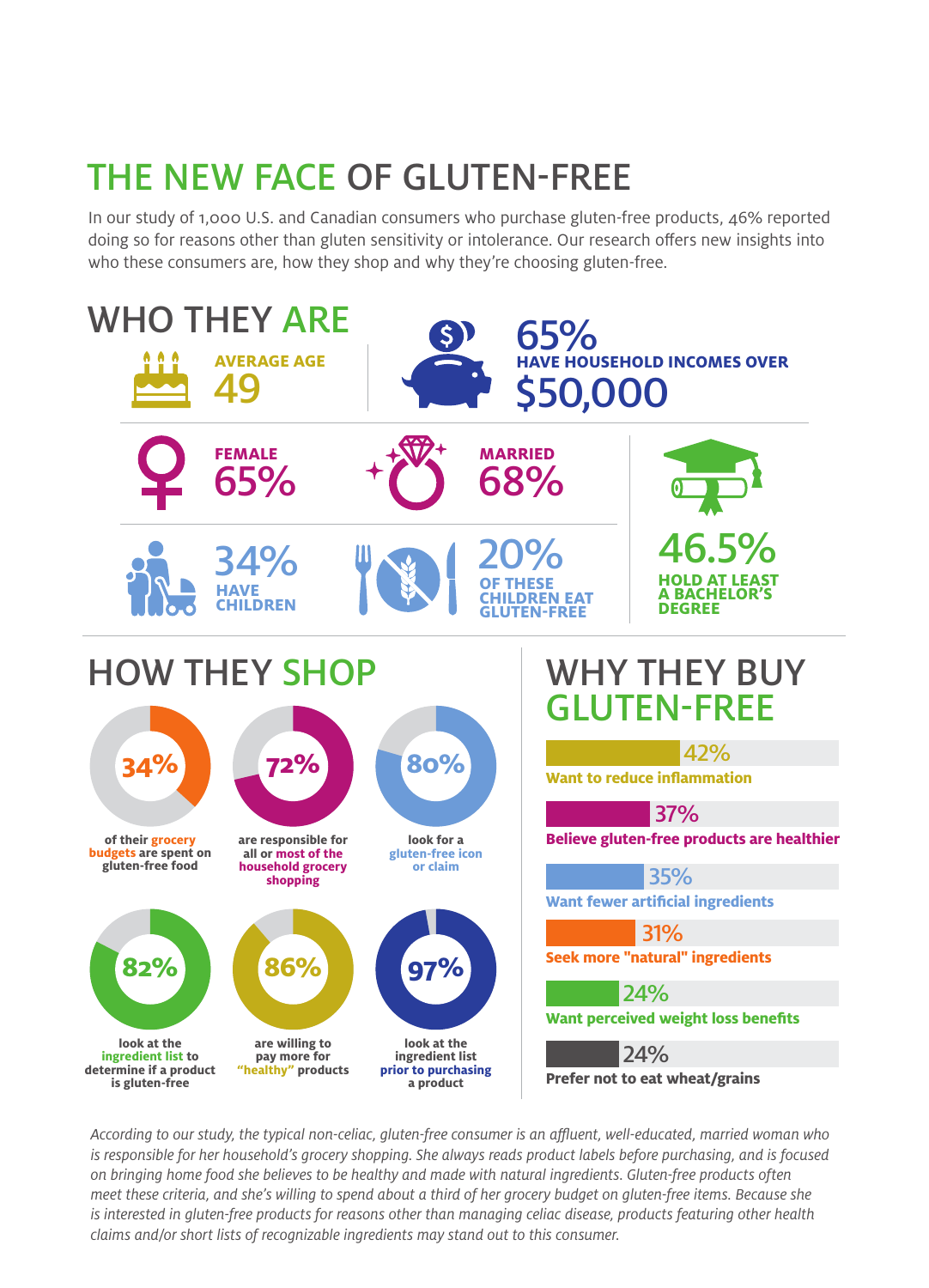# THE NEW FACE OF GLUTEN-FREE

In our study of 1,000 U.S. and Canadian consumers who purchase gluten-free products, 46% reported doing so for reasons other than gluten sensitivity or intolerance. Our research offers new insights into who these consumers are, how they shop and why they're choosing gluten-free.

## WHO THEY ARE

**AVERAGE AGE** 49

**65%** HAVE HOUSEHOLD INCOMES OVER **$50,000**

**FEMALE** 65%

**MARRIED** 68%

**34%** HAVE CHILDREN

**20%** OF THESE CHILDREN EAT GLUTEN-FREE

**46.5%** HOLD AT LEAST A BACHELOR'S DEGREE

## HOW THEY SHOP

- **34%** of their grocery budgets are spent on gluten-free food
- **72%** are responsible for all or most of the household grocery shopping
- **80%** look for a gluten-free icon or claim
- **82%** look at the ingredient list to determine if a product is gluten-free
- **86%** are willing to pay more for "healthy" products
- **97%** look at the ingredient list prior to purchasing a product

## WHY THEY BUY GLUTEN-FREE

- **42%** Want to reduce inflammation
- **37%** Believe gluten-free products are healthier
- **35%** Want fewer artificial ingredients
- **31%** Seek more "natural" ingredients
- **24%** Want perceived weight loss benefits
- **24%** Prefer not to eat wheat/grains

*According to our study, the typical non-celiac, gluten-free consumer is an affluent, well-educated, married woman who is responsible for her household's grocery shopping. She always reads product labels before purchasing, and is focused on bringing home food she believes to be healthy and made with natural ingredients. Gluten-free products often meet these criteria, and she's willing to spend about a third of her grocery budget on gluten-free items. Because she is interested in gluten-free products for reasons other than managing celiac disease, products featuring other health claims and/or short lists of recognizable ingredients may stand out to this consumer.*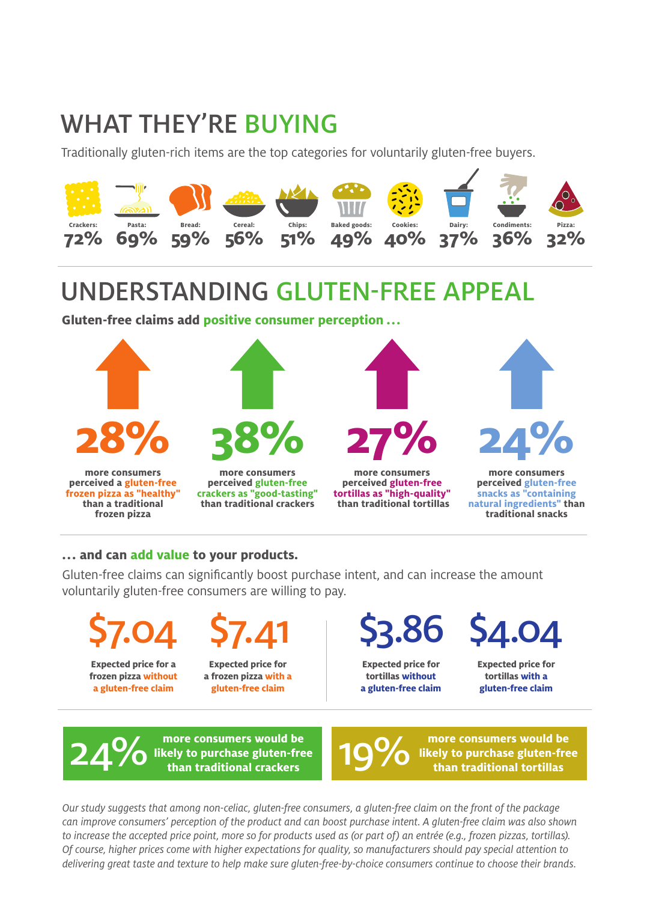# WHAT THEY'RE BUYING

Traditionally gluten-rich items are the top categories for voluntarily gluten-free buyers.

| Crackers: | Pasta: | Bread: | Cereal: | Chips: | Baked goods: | Cookies: | Dairy: | Condiments: | Pizza: |
|---|---|---|---|---|---|---|---|---|---|
| 72% | 69% | 59% | 56% | 51% | 49% | 40% | 37% | 36% | 32% |

# UNDERSTANDING GLUTEN-FREE APPEAL

**Gluten-free claims add positive consumer perception …**

**28%** more consumers perceived a gluten-free frozen pizza as "healthy" than a traditional frozen pizza

**38%** more consumers perceived gluten-free crackers as "good-tasting" than traditional crackers

**27%** more consumers perceived gluten-free tortillas as "high-quality" than traditional tortillas

**24%** more consumers perceived gluten-free snacks as "containing natural ingredients" than traditional snacks

**… and can add value to your products.**

Gluten-free claims can significantly boost purchase intent, and can increase the amount voluntarily gluten-free consumers are willing to pay.

**$7.04** Expected price for a frozen pizza without a gluten-free claim

**$7.41** Expected price for a frozen pizza with a gluten-free claim

**$3.86** Expected price for tortillas without a gluten-free claim

**$4.04** Expected price for tortillas with a gluten-free claim

**24%** more consumers would be likely to purchase gluten-free than traditional crackers

**19%** more consumers would be likely to purchase gluten-free than traditional tortillas

*Our study suggests that among non-celiac, gluten-free consumers, a gluten-free claim on the front of the package can improve consumers' perception of the product and can boost purchase intent. A gluten-free claim was also shown to increase the accepted price point, more so for products used as (or part of) an entrée (e.g., frozen pizzas, tortillas). Of course, higher prices come with higher expectations for quality, so manufacturers should pay special attention to delivering great taste and texture to help make sure gluten-free-by-choice consumers continue to choose their brands.*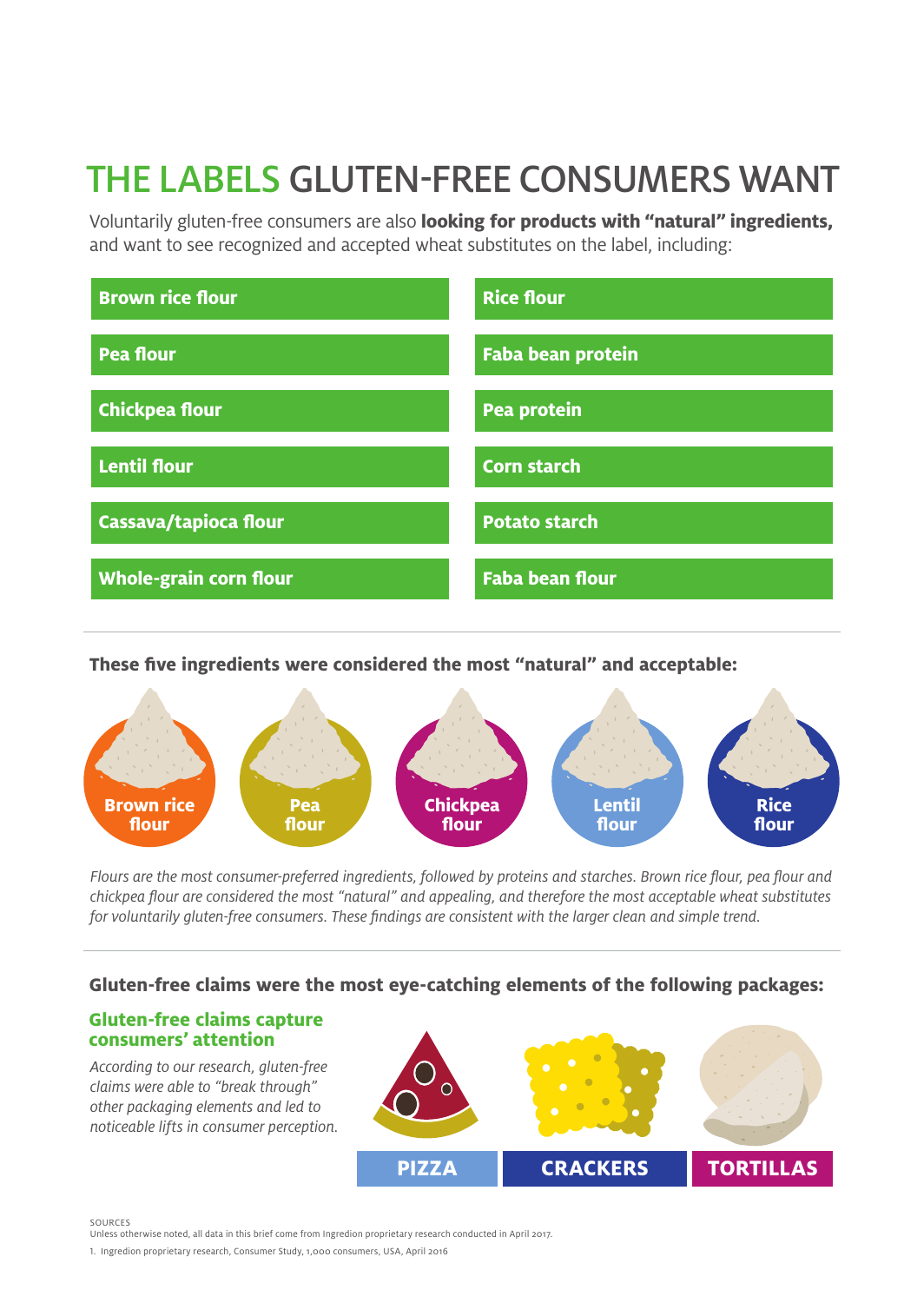# THE LABELS GLUTEN-FREE CONSUMERS WANT

Voluntarily gluten-free consumers are also **looking for products with "natural" ingredients,** and want to see recognized and accepted wheat substitutes on the label, including:

- **Brown rice flour**
- **Rice flour**
- **Pea flour**
- **Faba bean protein**
- **Chickpea flour**
- **Pea protein**
- **Lentil flour**
- **Corn starch**
- **Cassava/tapioca flour**
- **Potato starch**
- **Whole-grain corn flour**
- **Faba bean flour**

### These five ingredients were considered the most "natural" and acceptable:

- **Brown rice flour**
- **Pea flour**
- **Chickpea flour**
- **Lentil flour**
- **Rice flour**

*Flours are the most consumer-preferred ingredients, followed by proteins and starches. Brown rice flour, pea flour and chickpea flour are considered the most "natural" and appealing, and therefore the most acceptable wheat substitutes for voluntarily gluten-free consumers. These findings are consistent with the larger clean and simple trend.*

### Gluten-free claims were the most eye-catching elements of the following packages:

**Gluten-free claims capture consumers' attention**

*According to our research, gluten-free claims were able to "break through" other packaging elements and led to noticeable lifts in consumer perception.*

**PIZZA** | **CRACKERS** | **TORTILLAS**

SOURCES
Unless otherwise noted, all data in this brief come from Ingredion proprietary research conducted in April 2017.

1. Ingredion proprietary research, Consumer Study, 1,000 consumers, USA, April 2016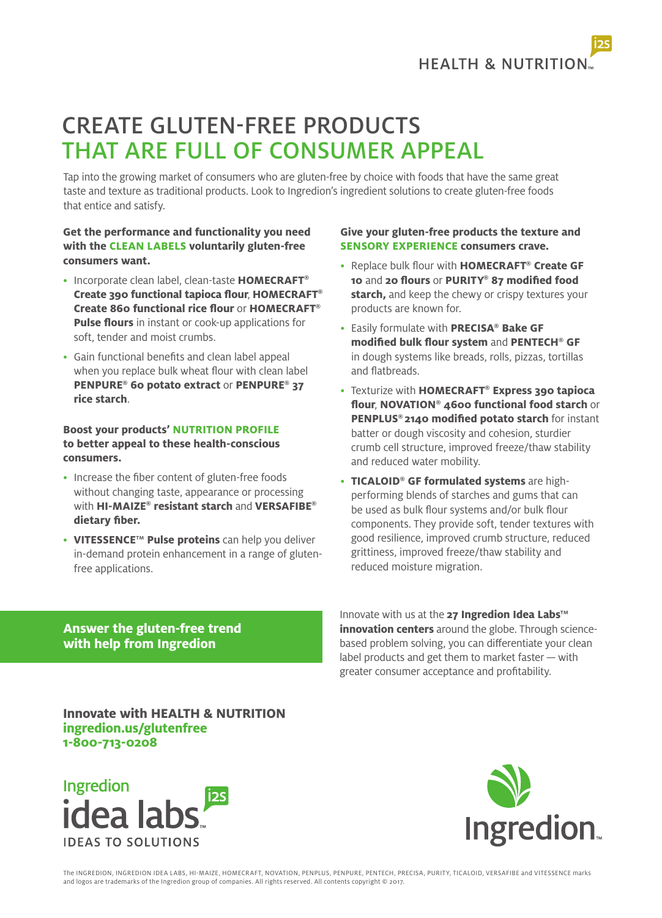# CREATE GLUTEN-FREE PRODUCTS THAT ARE FULL OF CONSUMER APPEAL

Tap into the growing market of consumers who are gluten-free by choice with foods that have the same great taste and texture as traditional products. Look to Ingredion's ingredient solutions to create gluten-free foods that entice and satisfy.

**Get the performance and functionality you need with the CLEAN LABELS voluntarily gluten-free consumers want.**

- Incorporate clean label, clean-taste **HOMECRAFT® Create 390 functional tapioca flour**, **HOMECRAFT® Create 860 functional rice flour** or **HOMECRAFT® Pulse flours** in instant or cook-up applications for soft, tender and moist crumbs.
- Gain functional benefits and clean label appeal when you replace bulk wheat flour with clean label **PENPURE® 60 potato extract** or **PENPURE® 37 rice starch**.

**Boost your products' NUTRITION PROFILE to better appeal to these health-conscious consumers.**

- Increase the fiber content of gluten-free foods without changing taste, appearance or processing with **HI-MAIZE® resistant starch** and **VERSAFIBE® dietary fiber.**
- **VITESSENCE™ Pulse proteins** can help you deliver in-demand protein enhancement in a range of gluten-free applications.

**Give your gluten-free products the texture and SENSORY EXPERIENCE consumers crave.**

- Replace bulk flour with **HOMECRAFT® Create GF 10** and **20 flours** or **PURITY® 87 modified food starch,** and keep the chewy or crispy textures your products are known for.
- Easily formulate with **PRECISA® Bake GF modified bulk flour system** and **PENTECH® GF** in dough systems like breads, rolls, pizzas, tortillas and flatbreads.
- Texturize with **HOMECRAFT® Express 390 tapioca flour**, **NOVATION® 4600 functional food starch** or **PENPLUS® 2140 modified potato starch** for instant batter or dough viscosity and cohesion, sturdier crumb cell structure, improved freeze/thaw stability and reduced water mobility.
- **TICALOID® GF formulated systems** are high-performing blends of starches and gums that can be used as bulk flour systems and/or bulk flour components. They provide soft, tender textures with good resilience, improved crumb structure, reduced grittiness, improved freeze/thaw stability and reduced moisture migration.

**Answer the gluten-free trend with help from Ingredion**

Innovate with us at the **27 Ingredion Idea Labs™ innovation centers** around the globe. Through science-based problem solving, you can differentiate your clean label products and get them to market faster — with greater consumer acceptance and profitability.

**Innovate with HEALTH & NUTRITION**
**ingredion.us/glutenfree**
**1-800-713-0208**

Ingredion idea labs™ IDEAS TO SOLUTIONS

Ingredion™

The INGREDION, INGREDION IDEA LABS, HI-MAIZE, HOMECRAFT, NOVATION, PENPLUS, PENPURE, PENTECH, PRECISA, PURITY, TICALOID, VERSAFIBE and VITESSENCE marks and logos are trademarks of the Ingredion group of companies. All rights reserved. All contents copyright © 2017.